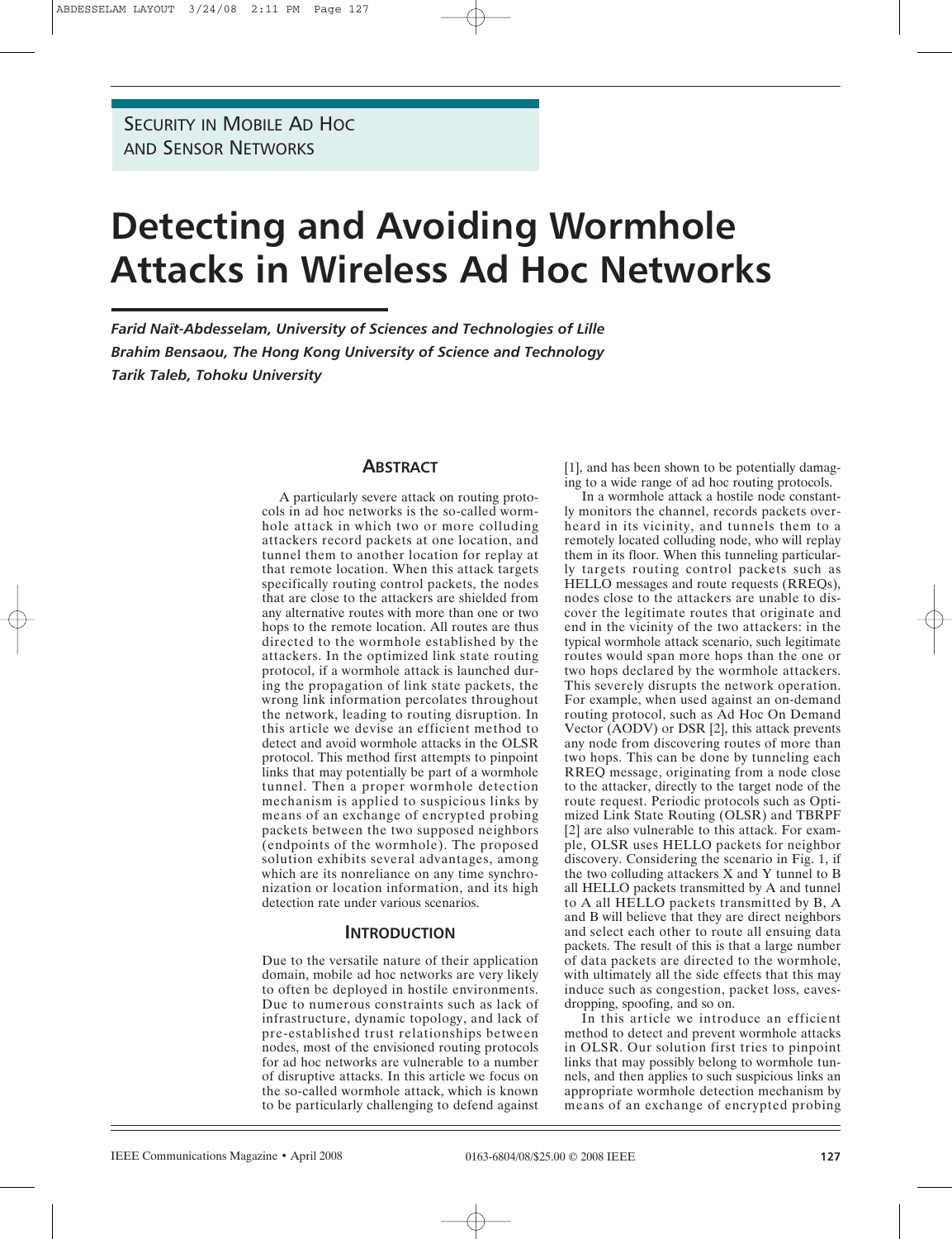SECURITY IN MOBILE AD HOC AND SENSOR NETWORKS

# Detecting and Avoiding Wormhole Attacks in Wireless Ad Hoc Networks

*Farid Naït-Abdesselam, University of Sciences and Technologies of Lille*
*Brahim Bensaou, The Hong Kong University of Science and Technology*
*Tarik Taleb, Tohoku University*

## ABSTRACT

A particularly severe attack on routing protocols in ad hoc networks is the so-called wormhole attack in which two or more colluding attackers record packets at one location, and tunnel them to another location for replay at that remote location. When this attack targets specifically routing control packets, the nodes that are close to the attackers are shielded from any alternative routes with more than one or two hops to the remote location. All routes are thus directed to the wormhole established by the attackers. In the optimized link state routing protocol, if a wormhole attack is launched during the propagation of link state packets, the wrong link information percolates throughout the network, leading to routing disruption. In this article we devise an efficient method to detect and avoid wormhole attacks in the OLSR protocol. This method first attempts to pinpoint links that may potentially be part of a wormhole tunnel. Then a proper wormhole detection mechanism is applied to suspicious links by means of an exchange of encrypted probing packets between the two supposed neighbors (endpoints of the wormhole). The proposed solution exhibits several advantages, among which are its nonreliance on any time synchronization or location information, and its high detection rate under various scenarios.

## INTRODUCTION

Due to the versatile nature of their application domain, mobile ad hoc networks are very likely to often be deployed in hostile environments. Due to numerous constraints such as lack of infrastructure, dynamic topology, and lack of pre-established trust relationships between nodes, most of the envisioned routing protocols for ad hoc networks are vulnerable to a number of disruptive attacks. In this article we focus on the so-called wormhole attack, which is known to be particularly challenging to defend against [1], and has been shown to be potentially damaging to a wide range of ad hoc routing protocols.

In a wormhole attack a hostile node constantly monitors the channel, records packets overheard in its vicinity, and tunnels them to a remotely located colluding node, who will replay them in its floor. When this tunneling particularly targets routing control packets such as HELLO messages and route requests (RREQs), nodes close to the attackers are unable to discover the legitimate routes that originate and end in the vicinity of the two attackers: in the typical wormhole attack scenario, such legitimate routes would span more hops than the one or two hops declared by the wormhole attackers. This severely disrupts the network operation. For example, when used against an on-demand routing protocol, such as Ad Hoc On Demand Vector (AODV) or DSR [2], this attack prevents any node from discovering routes of more than two hops. This can be done by tunneling each RREQ message, originating from a node close to the attacker, directly to the target node of the route request. Periodic protocols such as Optimized Link State Routing (OLSR) and TBRPF [2] are also vulnerable to this attack. For example, OLSR uses HELLO packets for neighbor discovery. Considering the scenario in Fig. 1, if the two colluding attackers X and Y tunnel to B all HELLO packets transmitted by A and tunnel to A all HELLO packets transmitted by B, A and B will believe that they are direct neighbors and select each other to route all ensuing data packets. The result of this is that a large number of data packets are directed to the wormhole, with ultimately all the side effects that this may induce such as congestion, packet loss, eavesdropping, spoofing, and so on.

In this article we introduce an efficient method to detect and prevent wormhole attacks in OLSR. Our solution first tries to pinpoint links that may possibly belong to wormhole tunnels, and then applies to such suspicious links an appropriate wormhole detection mechanism by means of an exchange of encrypted probing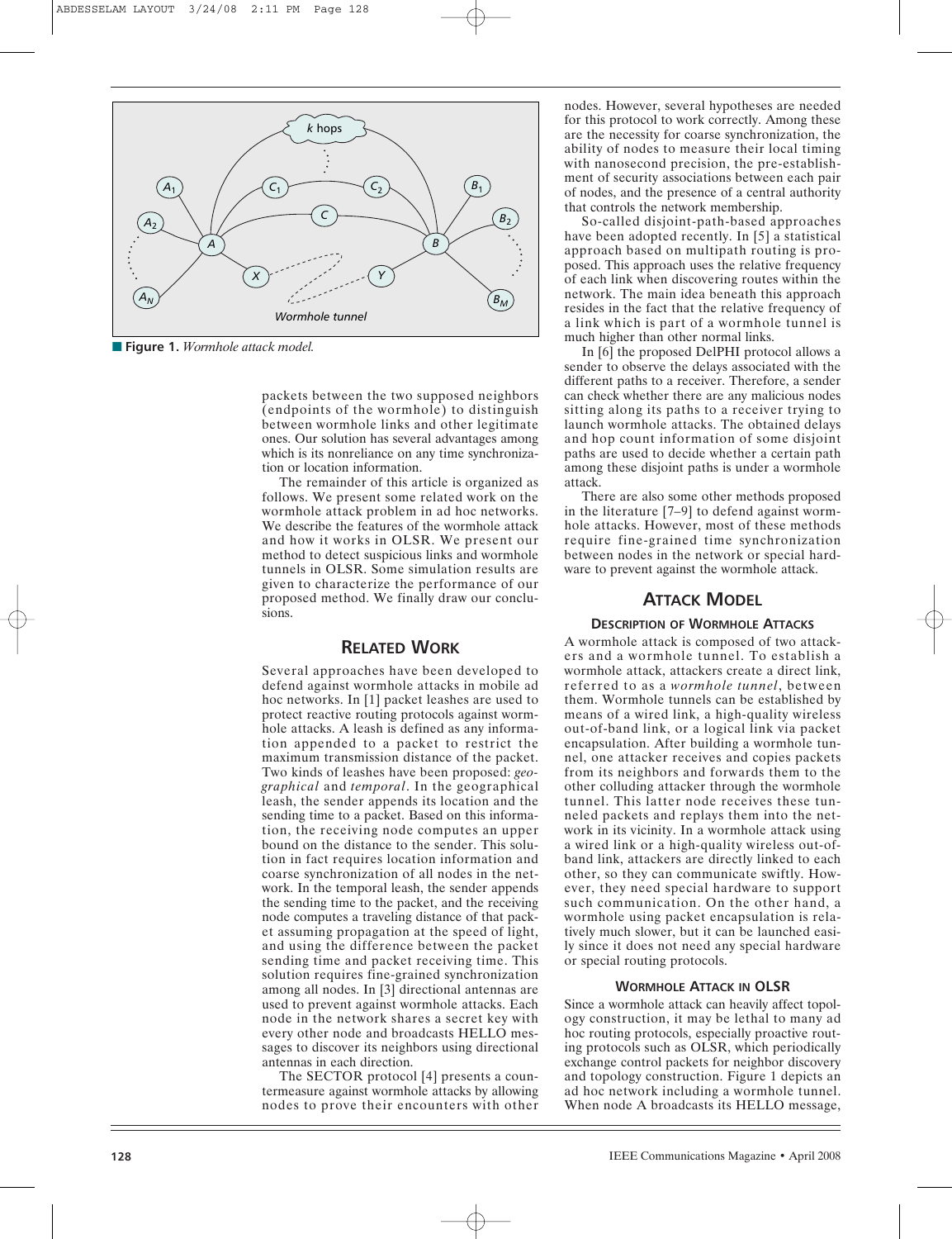**Figure 1.** *Wormhole attack model.*

packets between the two supposed neighbors (endpoints of the wormhole) to distinguish between wormhole links and other legitimate ones. Our solution has several advantages among which is its nonreliance on any time synchronization or location information.

The remainder of this article is organized as follows. We present some related work on the wormhole attack problem in ad hoc networks. We describe the features of the wormhole attack and how it works in OLSR. We present our method to detect suspicious links and wormhole tunnels in OLSR. Some simulation results are given to characterize the performance of our proposed method. We finally draw our conclusions.

## RELATED WORK

Several approaches have been developed to defend against wormhole attacks in mobile ad hoc networks. In [1] packet leashes are used to protect reactive routing protocols against wormhole attacks. A leash is defined as any information appended to a packet to restrict the maximum transmission distance of the packet. Two kinds of leashes have been proposed: *geographical* and *temporal*. In the geographical leash, the sender appends its location and the sending time to a packet. Based on this information, the receiving node computes an upper bound on the distance to the sender. This solution in fact requires location information and coarse synchronization of all nodes in the network. In the temporal leash, the sender appends the sending time to the packet, and the receiving node computes a traveling distance of that packet assuming propagation at the speed of light, and using the difference between the packet sending time and packet receiving time. This solution requires fine-grained synchronization among all nodes. In [3] directional antennas are used to prevent against wormhole attacks. Each node in the network shares a secret key with every other node and broadcasts HELLO messages to discover its neighbors using directional antennas in each direction.

The SECTOR protocol [4] presents a countermeasure against wormhole attacks by allowing nodes to prove their encounters with other nodes. However, several hypotheses are needed for this protocol to work correctly. Among these are the necessity for coarse synchronization, the ability of nodes to measure their local timing with nanosecond precision, the pre-establishment of security associations between each pair of nodes, and the presence of a central authority that controls the network membership.

So-called disjoint-path-based approaches have been adopted recently. In [5] a statistical approach based on multipath routing is proposed. This approach uses the relative frequency of each link when discovering routes within the network. The main idea beneath this approach resides in the fact that the relative frequency of a link which is part of a wormhole tunnel is much higher than other normal links.

In [6] the proposed DelPHI protocol allows a sender to observe the delays associated with the different paths to a receiver. Therefore, a sender can check whether there are any malicious nodes sitting along its paths to a receiver trying to launch wormhole attacks. The delays and hop count information of some disjoint paths are used to decide whether a certain path among these disjoint paths is under a wormhole attack.

There are also some other methods proposed in the literature [7–9] to defend against wormhole attacks. However, most of these methods require fine-grained time synchronization between nodes in the network or special hardware to prevent against the wormhole attack.

## ATTACK MODEL

### DESCRIPTION OF WORMHOLE ATTACKS

A wormhole attack is composed of two attackers and a wormhole tunnel. To establish a wormhole attack, attackers create a direct link, referred to as a *wormhole tunnel*, between them. Wormhole tunnels can be established by means of a wired link, a high-quality wireless out-of-band link, or a logical link via packet encapsulation. After building a wormhole tunnel, one attacker receives and copies packets from its neighbors and forwards them to the other colluding attacker through the wormhole tunnel. This latter node receives these tunneled packets and replays them into the network in its vicinity. In a wormhole attack using a wired link or a high-quality wireless out-of-band link, attackers are directly linked to each other, so they can communicate swiftly. However, they need special hardware to support such communication. On the other hand, a wormhole using packet encapsulation is relatively much slower, but it can be launched easily since it does not need any special hardware or special routing protocols.

### WORMHOLE ATTACK IN OLSR

Since a wormhole attack can heavily affect topology construction, it may be lethal to many ad hoc routing protocols, especially proactive routing protocols such as OLSR, which periodically exchange control packets for neighbor discovery and topology construction. Figure 1 depicts an ad hoc network including a wormhole tunnel. When node A broadcasts its HELLO message,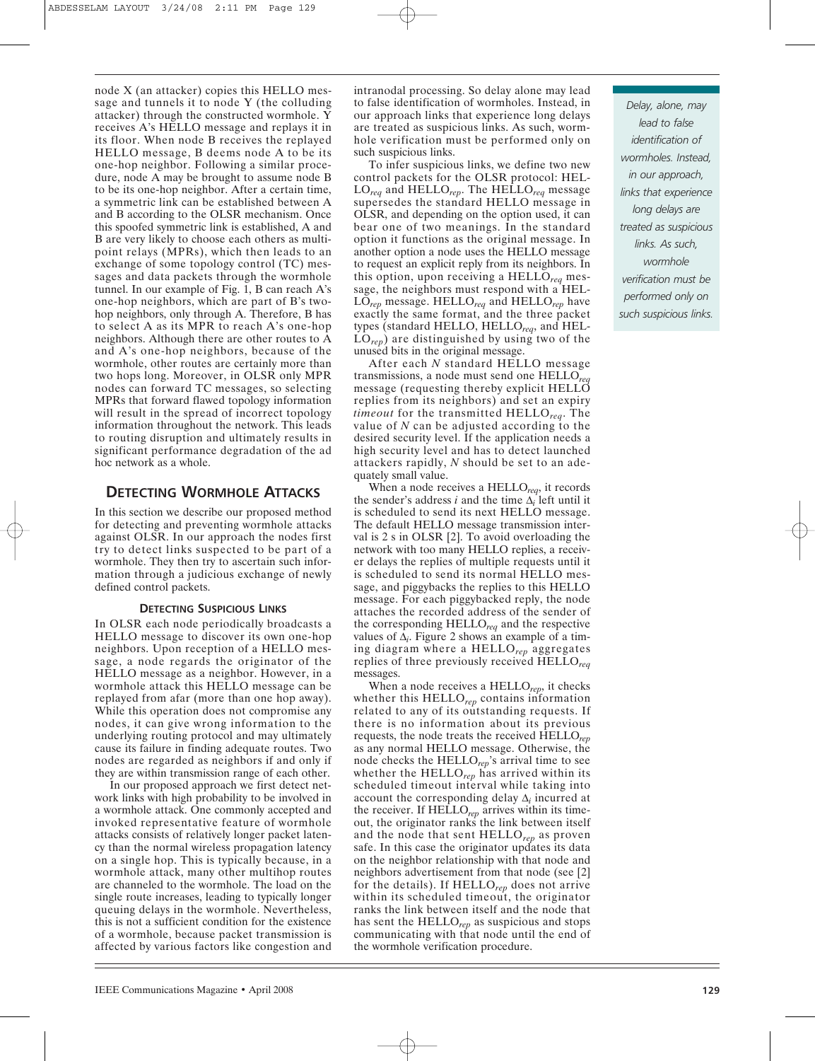node X (an attacker) copies this HELLO message and tunnels it to node Y (the colluding attacker) through the constructed wormhole. Y receives A's HELLO message and replays it in its floor. When node B receives the replayed HELLO message, B deems node A to be its one-hop neighbor. Following a similar procedure, node A may be brought to assume node B to be its one-hop neighbor. After a certain time, a symmetric link can be established between A and B according to the OLSR mechanism. Once this spoofed symmetric link is established, A and B are very likely to choose each others as multipoint relays (MPRs), which then leads to an exchange of some topology control (TC) messages and data packets through the wormhole tunnel. In our example of Fig. 1, B can reach A's one-hop neighbors, which are part of B's two-hop neighbors, only through A. Therefore, B has to select A as its MPR to reach A's one-hop neighbors. Although there are other routes to A and A's one-hop neighbors, because of the wormhole, other routes are certainly more than two hops long. Moreover, in OLSR only MPR nodes can forward TC messages, so selecting MPRs that forward flawed topology information will result in the spread of incorrect topology information throughout the network. This leads to routing disruption and ultimately results in significant performance degradation of the ad hoc network as a whole.

## DETECTING WORMHOLE ATTACKS

In this section we describe our proposed method for detecting and preventing wormhole attacks against OLSR. In our approach the nodes first try to detect links suspected to be part of a wormhole. They then try to ascertain such information through a judicious exchange of newly defined control packets.

### DETECTING SUSPICIOUS LINKS

In OLSR each node periodically broadcasts a HELLO message to discover its own one-hop neighbors. Upon reception of a HELLO message, a node regards the originator of the HELLO message as a neighbor. However, in a wormhole attack this HELLO message can be replayed from afar (more than one hop away). While this operation does not compromise any nodes, it can give wrong information to the underlying routing protocol and may ultimately cause its failure in finding adequate routes. Two nodes are regarded as neighbors if and only if they are within transmission range of each other.

In our proposed approach we first detect network links with high probability to be involved in a wormhole attack. One commonly accepted and invoked representative feature of wormhole attacks consists of relatively longer packet latency than the normal wireless propagation latency on a single hop. This is typically because, in a wormhole attack, many other multihop routes are channeled to the wormhole. The load on the single route increases, leading to typically longer queuing delays in the wormhole. Nevertheless, this is not a sufficient condition for the existence of a wormhole, because packet transmission is affected by various factors like congestion and intranodal processing. So delay alone may lead to false identification of wormholes. Instead, in our approach links that experience long delays are treated as suspicious links. As such, wormhole verification must be performed only on such suspicious links.

To infer suspicious links, we define two new control packets for the OLSR protocol: $\text{HELLO}_{req}$ and $\text{HELLO}_{rep}$. The $\text{HELLO}_{req}$ message supersedes the standard HELLO message in OLSR, and depending on the option used, it can bear one of two meanings. In the standard option it functions as the original message. In another option a node uses the HELLO message to request an explicit reply from its neighbors. In this option, upon receiving a $\text{HELLO}_{req}$ message, the neighbors must respond with a $\text{HELLO}_{rep}$ message. $\text{HELLO}_{req}$ and $\text{HELLO}_{rep}$ have exactly the same format, and the three packet types (standard HELLO, $\text{HELLO}_{req}$, and $\text{HELLO}_{rep}$) are distinguished by using two of the unused bits in the original message.

After each $N$ standard HELLO message transmissions, a node must send one $\text{HELLO}_{req}$ message (requesting thereby explicit HELLO replies from its neighbors) and set an expiry *timeout* for the transmitted $\text{HELLO}_{req}$. The value of $N$ can be adjusted according to the desired security level. If the application needs a high security level and has to detect launched attackers rapidly, $N$ should be set to an adequately small value.

When a node receives a $\text{HELLO}_{req}$, it records the sender's address $i$ and the time $\Delta_i$ left until it is scheduled to send its next HELLO message. The default HELLO message transmission interval is 2 s in OLSR [2]. To avoid overloading the network with too many HELLO replies, a receiver delays the replies of multiple requests until it is scheduled to send its normal HELLO message, and piggybacks the replies to this HELLO message. For each piggybacked reply, the node attaches the recorded address of the sender of the corresponding $\text{HELLO}_{req}$ and the respective values of $\Delta_i$. Figure 2 shows an example of a timing diagram where a $\text{HELLO}_{rep}$ aggregates replies of three previously received $\text{HELLO}_{req}$ messages.

When a node receives a $\text{HELLO}_{rep}$, it checks whether this $\text{HELLO}_{rep}$ contains information related to any of its outstanding requests. If there is no information about its previous requests, the node treats the received $\text{HELLO}_{rep}$ as any normal HELLO message. Otherwise, the node checks the $\text{HELLO}_{rep}$'s arrival time to see whether the $\text{HELLO}_{rep}$ has arrived within its scheduled timeout interval while taking into account the corresponding delay $\Delta_i$ incurred at the receiver. If $\text{HELLO}_{rep}$ arrives within its timeout, the originator ranks the link between itself and the node that sent $\text{HELLO}_{rep}$ as proven safe. In this case the originator updates its data on the neighbor relationship with that node and neighbors advertisement from that node (see [2] for the details). If $\text{HELLO}_{rep}$ does not arrive within its scheduled timeout, the originator ranks the link between itself and the node that has sent the $\text{HELLO}_{rep}$ as suspicious and stops communicating with that node until the end of the wormhole verification procedure.

*Delay, alone, may lead to false identification of wormholes. Instead, in our approach, links that experience long delays are treated as suspicious links. As such, wormhole verification must be performed only on such suspicious links.*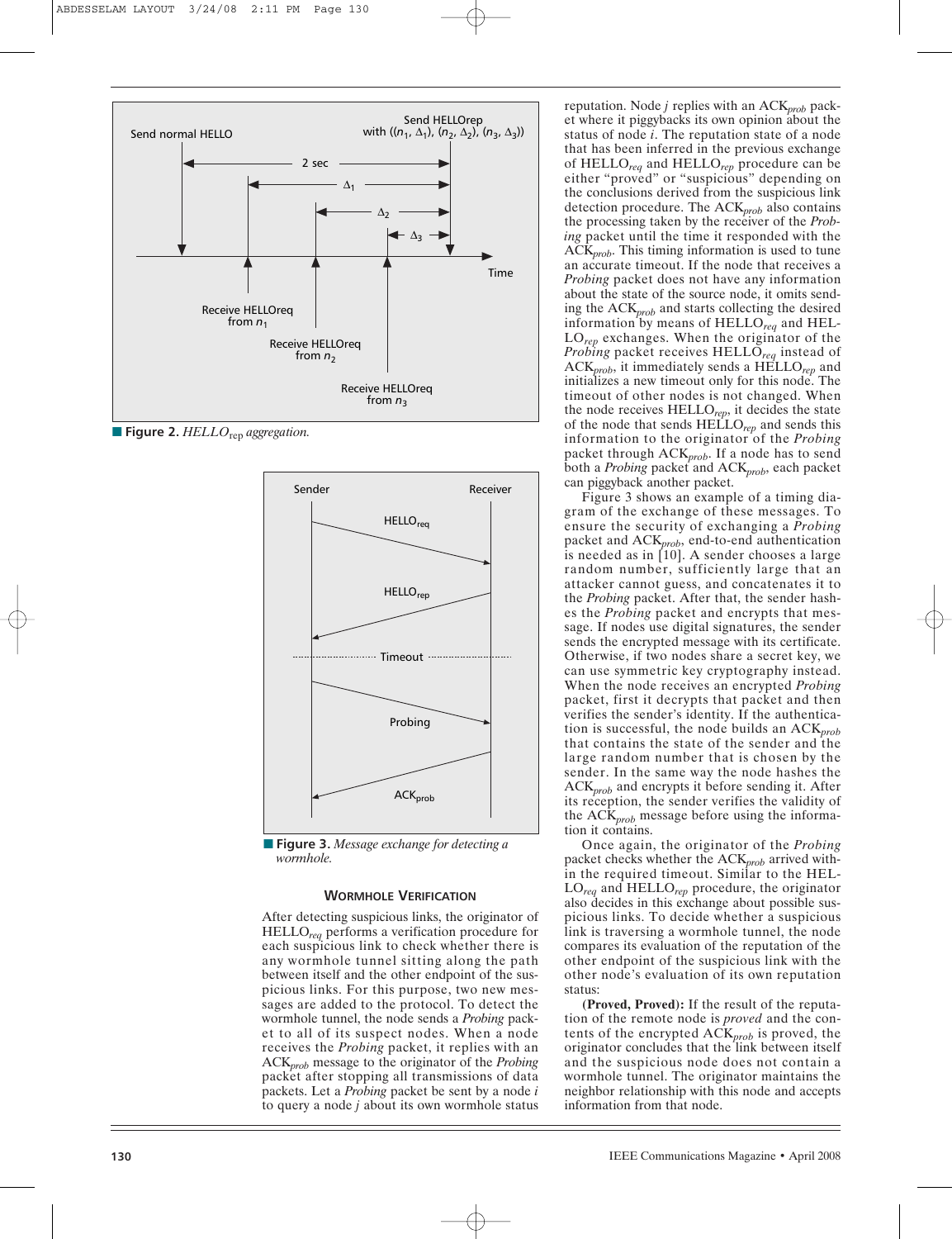**Figure 2.** *HELLO*$_{rep}$ *aggregation.*

**Figure 3.** *Message exchange for detecting a wormhole.*

## Wormhole Verification

After detecting suspicious links, the originator of HELLO$_{req}$ performs a verification procedure for each suspicious link to check whether there is any wormhole tunnel sitting along the path between itself and the other endpoint of the suspicious links. For this purpose, two new messages are added to the protocol. To detect the wormhole tunnel, the node sends a *Probing* packet to all of its suspect nodes. When a node receives the *Probing* packet, it replies with an ACK$_{prob}$ message to the originator of the *Probing* packet after stopping all transmissions of data packets. Let a *Probing* packet be sent by a node $i$ to query a node $j$ about its own wormhole status reputation. Node $j$ replies with an ACK$_{prob}$ packet where it piggybacks its own opinion about the status of node $i$. The reputation state of a node that has been inferred in the previous exchange of HELLO$_{req}$ and HELLO$_{rep}$ procedure can be either "proved" or "suspicious" depending on the conclusions derived from the suspicious link detection procedure. The ACK$_{prob}$ also contains the processing taken by the receiver of the *Probing* packet until the time it responded with the ACK$_{prob}$. This timing information is used to tune an accurate timeout. If the node that receives a *Probing* packet does not have any information about the state of the source node, it omits sending the ACK$_{prob}$ and starts collecting the desired information by means of HELLO$_{req}$ and HELLO$_{rep}$ exchanges. When the originator of the *Probing* packet receives HELLO$_{req}$ instead of ACK$_{prob}$, it immediately sends a HELLO$_{rep}$ and initializes a new timeout only for this node. The timeout of other nodes is not changed. When the node receives HELLO$_{rep}$, it decides the state of the node that sends HELLO$_{rep}$ and sends this information to the originator of the *Probing* packet through ACK$_{prob}$. If a node has to send both a *Probing* packet and ACK$_{prob}$, each packet can piggyback another packet.

Figure 3 shows an example of a timing diagram of the exchange of these messages. To ensure the security of exchanging a *Probing* packet and ACK$_{prob}$, end-to-end authentication is needed as in [10]. A sender chooses a large random number, sufficiently large that an attacker cannot guess, and concatenates it to the *Probing* packet. After that, the sender hashes the *Probing* packet and encrypts that message. If nodes use digital signatures, the sender sends the encrypted message with its certificate. Otherwise, if two nodes share a secret key, we can use symmetric key cryptography instead. When the node receives an encrypted *Probing* packet, first it decrypts that packet and then verifies the sender's identity. If the authentication is successful, the node builds an ACK$_{prob}$ that contains the state of the sender and the large random number that is chosen by the sender. In the same way the node hashes the ACK$_{prob}$ and encrypts it before sending it. After its reception, the sender verifies the validity of the ACK$_{prob}$ message before using the information it contains.

Once again, the originator of the *Probing* packet checks whether the ACK$_{prob}$ arrived within the required timeout. Similar to the HELLO$_{req}$ and HELLO$_{rep}$ procedure, the originator also decides in this exchange about possible suspicious links. To decide whether a suspicious link is traversing a wormhole tunnel, the node compares its evaluation of the reputation of the other endpoint of the suspicious link with the other node's evaluation of its own reputation status:

**(Proved, Proved):** If the result of the reputation of the remote node is *proved* and the contents of the encrypted ACK$_{prob}$ is proved, the originator concludes that the link between itself and the suspicious node does not contain a wormhole tunnel. The originator maintains the neighbor relationship with this node and accepts information from that node.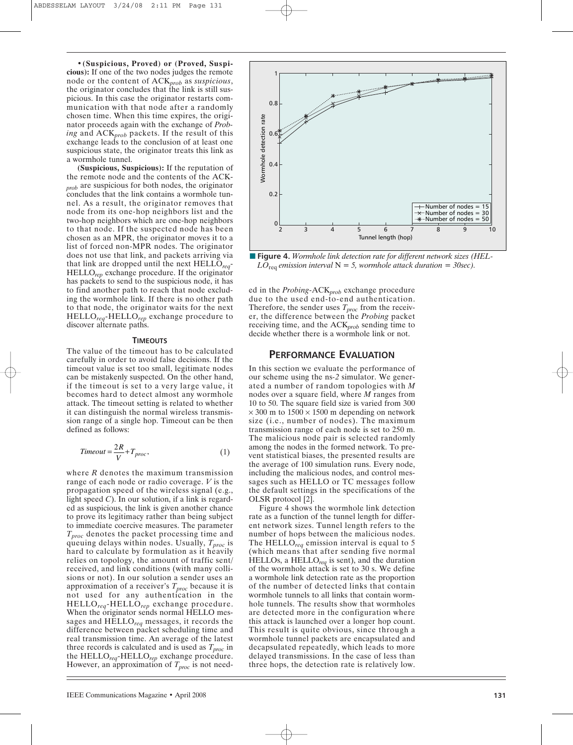- **(Suspicious, Proved) or (Proved, Suspicious):** If one of the two nodes judges the remote node or the content of $ACK_{prob}$ as *suspicious*, the originator concludes that the link is still suspicious. In this case the originator restarts communication with that node after a randomly chosen time. When this time expires, the originator proceeds again with the exchange of *Probing* and $ACK_{prob}$ packets. If the result of this exchange leads to the conclusion of at least one suspicious state, the originator treats this link as a wormhole tunnel.

**(Suspicious, Suspicious):** If the reputation of the remote node and the contents of the $ACK_{prob}$ are suspicious for both nodes, the originator concludes that the link contains a wormhole tunnel. As a result, the originator removes that node from its one-hop neighbors list and the two-hop neighbors which are one-hop neighbors to that node. If the suspected node has been chosen as an MPR, the originator moves it to a list of forced non-MPR nodes. The originator does not use that link, and packets arriving via that link are dropped until the next $HELLO_{req}$-$HELLO_{rep}$ exchange procedure. If the originator has packets to send to the suspicious node, it has to find another path to reach that node excluding the wormhole link. If there is no other path to that node, the originator waits for the next $HELLO_{req}$-$HELLO_{rep}$ exchange procedure to discover alternate paths.

### TIMEOUTS

The value of the timeout has to be calculated carefully in order to avoid false decisions. If the timeout value is set too small, legitimate nodes can be mistakenly suspected. On the other hand, if the timeout is set to a very large value, it becomes hard to detect almost any wormhole attack. The timeout setting is related to whether it can distinguish the normal wireless transmission range of a single hop. Timeout can be then defined as follows:

$$Timeout = \frac{2R}{V} + T_{proc}, \tag{1}$$

where $R$ denotes the maximum transmission range of each node or radio coverage. $V$ is the propagation speed of the wireless signal (e.g., light speed $C$). In our solution, if a link is regarded as suspicious, the link is given another chance to prove its legitimacy rather than being subject to immediate coercive measures. The parameter $T_{proc}$ denotes the packet processing time and queuing delays within nodes. Usually, $T_{proc}$ is hard to calculate by formulation as it heavily relies on topology, the amount of traffic sent/received, and link conditions (with many collisions or not). In our solution a sender uses an approximation of a receiver's $T_{proc}$ because it is not used for any authentication in the $HELLO_{req}$-$HELLO_{rep}$ exchange procedure. When the originator sends normal HELLO messages and $HELLO_{req}$ messages, it records the difference between packet scheduling time and real transmission time. An average of the latest three records is calculated and is used as $T_{proc}$ in the $HELLO_{req}$-$HELLO_{rep}$ exchange procedure. However, an approximation of $T_{proc}$ is not needed in the *Probing*-$ACK_{prob}$ exchange procedure due to the used end-to-end authentication. Therefore, the sender uses $T_{proc}$ from the receiver, the difference between the *Probing* packet receiving time, and the $ACK_{prob}$ sending time to decide whether there is a wormhole link or not.

**Figure 4.** *Wormhole link detection rate for different network sizes ($HELLO_{req}$ emission interval N = 5, wormhole attack duration = 30sec).*

## PERFORMANCE EVALUATION

In this section we evaluate the performance of our scheme using the ns-2 simulator. We generated a number of random topologies with $M$ nodes over a square field, where $M$ ranges from 10 to 50. The square field size is varied from 300 × 300 m to 1500 × 1500 m depending on network size (i.e., number of nodes). The maximum transmission range of each node is set to 250 m. The malicious node pair is selected randomly among the nodes in the formed network. To prevent statistical biases, the presented results are the average of 100 simulation runs. Every node, including the malicious nodes, and control messages such as HELLO or TC messages follow the default settings in the specifications of the OLSR protocol [2].

Figure 4 shows the wormhole link detection rate as a function of the tunnel length for different network sizes. Tunnel length refers to the number of hops between the malicious nodes. The $HELLO_{req}$ emission interval is equal to 5 (which means that after sending five normal HELLOs, a $HELLO_{req}$ is sent), and the duration of the wormhole attack is set to 30 s. We define a wormhole link detection rate as the proportion of the number of detected links that contain wormhole tunnels to all links that contain wormhole tunnels. The results show that wormholes are detected more in the configuration where this attack is launched over a longer hop count. This result is quite obvious, since through a wormhole tunnel packets are encapsulated and decapsulated repeatedly, which leads to more delayed transmissions. In the case of less than three hops, the detection rate is relatively low.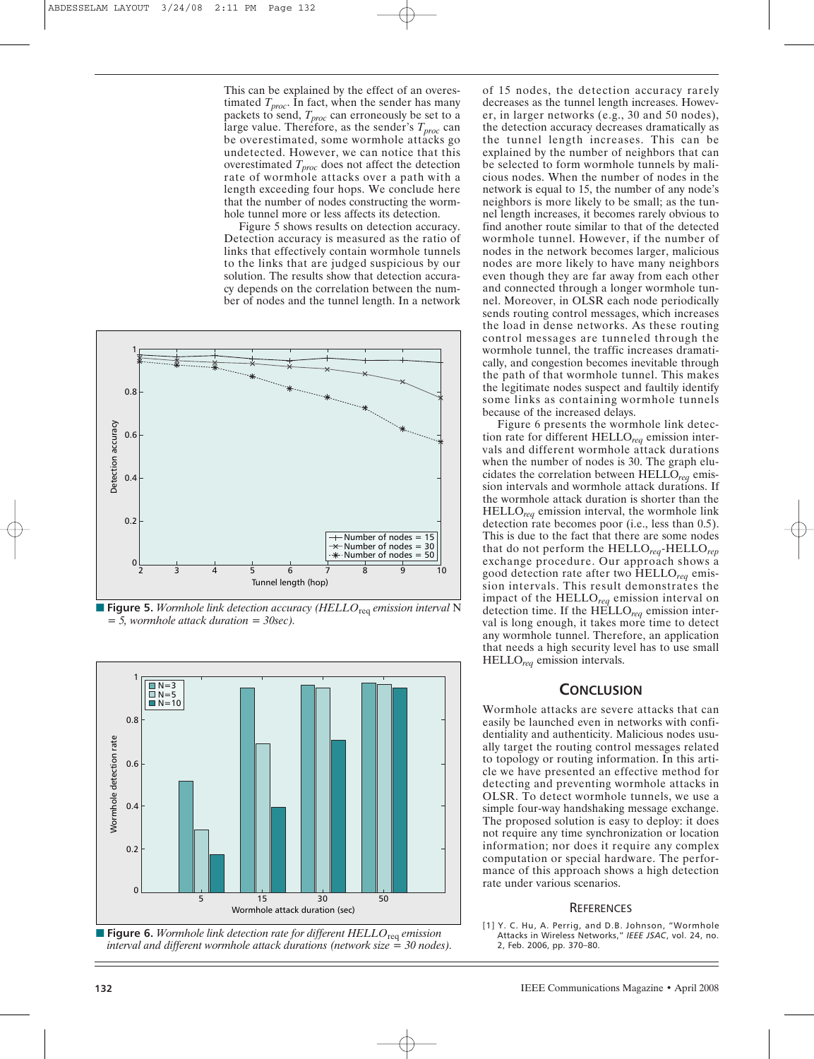This can be explained by the effect of an overestimated $T_{proc}$. In fact, when the sender has many packets to send, $T_{proc}$ can erroneously be set to a large value. Therefore, as the sender's $T_{proc}$ can be overestimated, some wormhole attacks go undetected. However, we can notice that this overestimated $T_{proc}$ does not affect the detection rate of wormhole attacks over a path with a length exceeding four hops. We conclude here that the number of nodes constructing the wormhole tunnel more or less affects its detection.

Figure 5 shows results on detection accuracy. Detection accuracy is measured as the ratio of links that effectively contain wormhole tunnels to the links that are judged suspicious by our solution. The results show that detection accuracy depends on the correlation between the number of nodes and the tunnel length. In a network of 15 nodes, the detection accuracy rarely decreases as the tunnel length increases. However, in larger networks (e.g., 30 and 50 nodes), the detection accuracy decreases dramatically as the tunnel length increases. This can be explained by the number of neighbors that can be selected to form wormhole tunnels by malicious nodes. When the number of nodes in the network is equal to 15, the number of any node's neighbors is more likely to be small; as the tunnel length increases, it becomes rarely obvious to find another route similar to that of the detected wormhole tunnel. However, if the number of nodes in the network becomes larger, malicious nodes are more likely to have many neighbors even though they are far away from each other and connected through a longer wormhole tunnel. Moreover, in OLSR each node periodically sends routing control messages, which increases the load in dense networks. As these routing control messages are tunneled through the wormhole tunnel, the traffic increases dramatically, and congestion becomes inevitable through the path of that wormhole tunnel. This makes the legitimate nodes suspect and faultily identify some links as containing wormhole tunnels because of the increased delays.

**Figure 5.** *Wormhole link detection accuracy (HELLO$_{req}$ emission interval N = 5, wormhole attack duration = 30sec).*

**Figure 6.** *Wormhole link detection rate for different HELLO$_{req}$ emission interval and different wormhole attack durations (network size = 30 nodes).*

Figure 6 presents the wormhole link detection rate for different HELLO$_{req}$ emission intervals and different wormhole attack durations when the number of nodes is 30. The graph elucidates the correlation between HELLO$_{req}$ emission intervals and wormhole attack durations. If the wormhole attack duration is shorter than the HELLO$_{req}$ emission interval, the wormhole link detection rate becomes poor (i.e., less than 0.5). This is due to the fact that there are some nodes that do not perform the HELLO$_{req}$-HELLO$_{rep}$ exchange procedure. Our approach shows a good detection rate after two HELLO$_{req}$ emission intervals. This result demonstrates the impact of the HELLO$_{req}$ emission interval on detection time. If the HELLO$_{req}$ emission interval is long enough, it takes more time to detect any wormhole tunnel. Therefore, an application that needs a high security level has to use small HELLO$_{req}$ emission intervals.

## Conclusion

Wormhole attacks are severe attacks that can easily be launched even in networks with confidentiality and authenticity. Malicious nodes usually target the routing control messages related to topology or routing information. In this article we have presented an effective method for detecting and preventing wormhole attacks in OLSR. To detect wormhole tunnels, we use a simple four-way handshaking message exchange. The proposed solution is easy to deploy: it does not require any time synchronization or location information; nor does it require any complex computation or special hardware. The performance of this approach shows a high detection rate under various scenarios.

## References

[1] Y. C. Hu, A. Perrig, and D.B. Johnson, "Wormhole Attacks in Wireless Networks," *IEEE JSAC*, vol. 24, no. 2, Feb. 2006, pp. 370–80.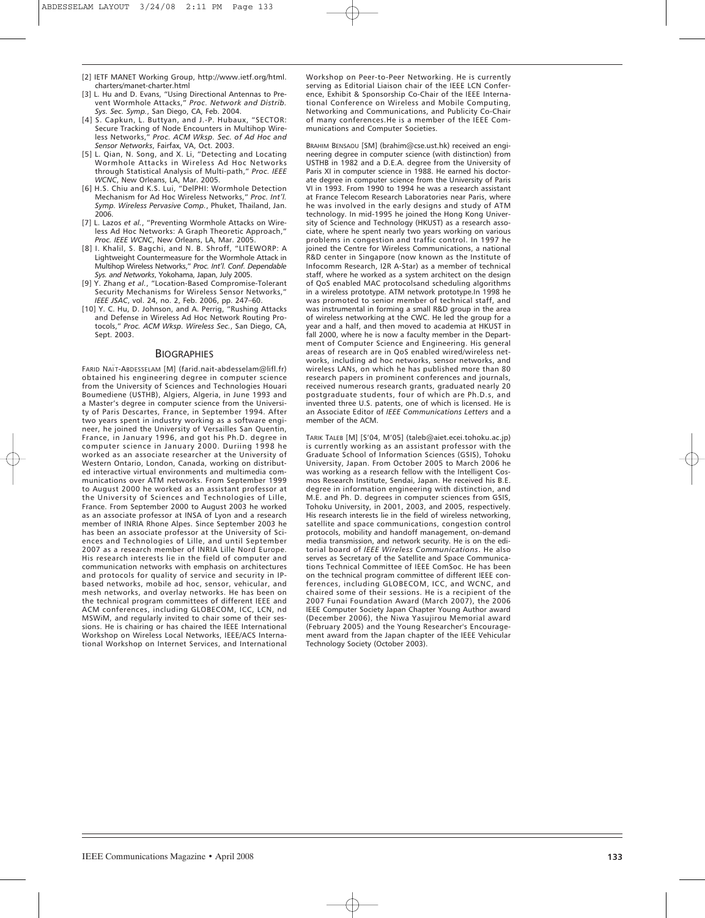[2] IETF MANET Working Group, http://www.ietf.org/html.charters/manet-charter.html

[3] L. Hu and D. Evans, "Using Directional Antennas to Prevent Wormhole Attacks," *Proc. Network and Distrib. Sys. Sec. Symp.*, San Diego, CA, Feb. 2004.

[4] S. Capkun, L. Buttyan, and J.-P. Hubaux, "SECTOR: Secure Tracking of Node Encounters in Multihop Wireless Networks," *Proc. ACM Wksp. Sec. of Ad Hoc and Sensor Networks*, Fairfax, VA, Oct. 2003.

[5] L. Qian, N. Song, and X. Li, "Detecting and Locating Wormhole Attacks in Wireless Ad Hoc Networks through Statistical Analysis of Multi-path," *Proc. IEEE WCNC*, New Orleans, LA, Mar. 2005.

[6] H.S. Chiu and K.S. Lui, "DelPHI: Wormhole Detection Mechanism for Ad Hoc Wireless Networks," *Proc. Int'l. Symp. Wireless Pervasive Comp.*, Phuket, Thailand, Jan. 2006.

[7] L. Lazos *et al.*, "Preventing Wormhole Attacks on Wireless Ad Hoc Networks: A Graph Theoretic Approach," *Proc. IEEE WCNC*, New Orleans, LA, Mar. 2005.

[8] I. Khalil, S. Bagchi, and N. B. Shroff, "LITEWORP: A Lightweight Countermeasure for the Wormhole Attack in Multihop Wireless Networks," *Proc. Int'l. Conf. Dependable Sys. and Networks*, Yokohama, Japan, July 2005.

[9] Y. Zhang *et al.*, "Location-Based Compromise-Tolerant Security Mechanisms for Wireless Sensor Networks," *IEEE JSAC*, vol. 24, no. 2, Feb. 2006, pp. 247–60.

[10] Y. C. Hu, D. Johnson, and A. Perrig, "Rushing Attacks and Defense in Wireless Ad Hoc Network Routing Protocols," *Proc. ACM Wksp. Wireless Sec.*, San Diego, CA, Sept. 2003.

## Biographies

FARID NAÏT-ABDESSELAM [M] (farid.nait-abdesselam@lifl.fr) obtained his engineering degree in computer science from the University of Sciences and Technologies Houari Boumediene (USTHB), Algiers, Algeria, in June 1993 and a Master's degree in computer science from the University of Paris Descartes, France, in September 1994. After two years spent in industry working as a software engineer, he joined the University of Versailles San Quentin, France, in January 1996, and got his Ph.D. degree in computer science in January 2000. Duriing 1998 he worked as an associate researcher at the University of Western Ontario, London, Canada, working on distributed interactive virtual environments and multimedia communications over ATM networks. From September 1999 to August 2000 he worked as an assistant professor at the University of Sciences and Technologies of Lille, France. From September 2000 to August 2003 he worked as an associate professor at INSA of Lyon and a research member of INRIA Rhone Alpes. Since September 2003 he has been an associate professor at the University of Sciences and Technologies of Lille, and until September 2007 as a research member of INRIA Lille Nord Europe. His research interests lie in the field of computer and communication networks with emphasis on architectures and protocols for quality of service and security in IP-based networks, mobile ad hoc, sensor, vehicular, and mesh networks, and overlay networks. He has been on the technical program committees of different IEEE and ACM conferences, including GLOBECOM, ICC, LCN, nd MSWiM, and regularly invited to chair some of their sessions. He is chairing or has chaired the IEEE International Workshop on Wireless Local Networks, IEEE/ACS International Workshop on Internet Services, and International Workshop on Peer-to-Peer Networking. He is currently serving as Editorial Liaison chair of the IEEE LCN Conference, Exhibit & Sponsorship Co-Chair of the IEEE International Conference on Wireless and Mobile Computing, Networking and Communications, and Publicity Co-Chair of many conferences.He is a member of the IEEE Communications and Computer Societies.

BRAHIM BENSAOU [SM] (brahim@cse.ust.hk) received an engineering degree in computer science (with distinction) from USTHB in 1982 and a D.E.A. degree from the University of Paris XI in computer science in 1988. He earned his doctorate degree in computer science from the University of Paris VI in 1993. From 1990 to 1994 he was a research assistant at France Telecom Research Laboratories near Paris, where he was involved in the early designs and study of ATM technology. In mid-1995 he joined the Hong Kong University of Science and Technology (HKUST) as a research associate, where he spent nearly two years working on various problems in congestion and traffic control. In 1997 he joined the Centre for Wireless Communications, a national R&D center in Singapore (now known as the Institute of Infocomm Research, I2R A-Star) as a member of technical staff, where he worked as a system architect on the design of QoS enabled MAC protocolsand scheduling algorithms in a wireless prototype. ATM network prototype.In 1998 he was promoted to senior member of technical staff, and was instrumental in forming a small R&D group in the area of wireless networking at the CWC. He led the group for a year and a half, and then moved to academia at HKUST in fall 2000, where he is now a faculty member in the Department of Computer Science and Engineering. His general areas of research are in QoS enabled wired/wireless networks, including ad hoc networks, sensor networks, and wireless LANs, on which he has published more than 80 research papers in prominent conferences and journals, received numerous research grants, graduated nearly 20 postgraduate students, four of which are Ph.D.s, and invented three U.S. patents, one of which is licensed. He is an Associate Editor of *IEEE Communications Letters* and a member of the ACM.

TARIK TALEB [M] [S'04, M'05] (taleb@aiet.ecei.tohoku.ac.jp) is currently working as an assistant professor with the Graduate School of Information Sciences (GSIS), Tohoku University, Japan. From October 2005 to March 2006 he was working as a research fellow with the Intelligent Cosmos Research Institute, Sendai, Japan. He received his B.E. degree in information engineering with distinction, and M.E. and Ph. D. degrees in computer sciences from GSIS, Tohoku University, in 2001, 2003, and 2005, respectively. His research interests lie in the field of wireless networking, satellite and space communications, congestion control protocols, mobility and handoff management, on-demand media transmission, and network security. He is on the editorial board of *IEEE Wireless Communications*. He also serves as Secretary of the Satellite and Space Communications Technical Committee of IEEE ComSoc. He has been on the technical program committee of different IEEE conferences, including GLOBECOM, ICC, and WCNC, and chaired some of their sessions. He is a recipient of the 2007 Funai Foundation Award (March 2007), the 2006 IEEE Computer Society Japan Chapter Young Author award (December 2006), the Niwa Yasujirou Memorial award (February 2005) and the Young Researcher's Encouragement award from the Japan chapter of the IEEE Vehicular Technology Society (October 2003).